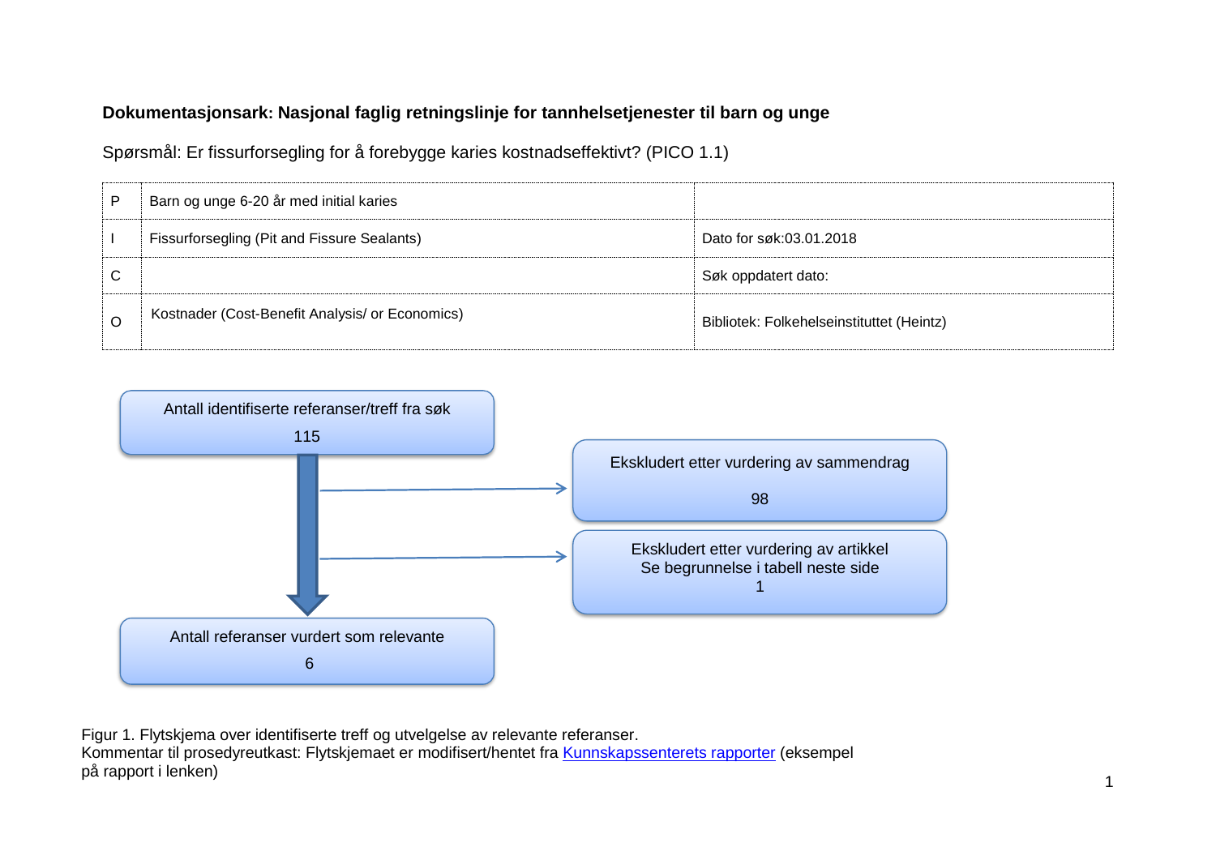**Dokumentasjonsark: Nasjonal faglig retningslinje for tannhelsetjenester til barn og unge**

Spørsmål: Er fissurforsegling for å forebygge karies kostnadseffektivt? (PICO 1.1)

| | | |
|---|---|---|
| P | Barn og unge 6-20 år med initial karies | |
| I | Fissurforsegling (Pit and Fissure Sealants) | Dato for søk:03.01.2018 |
| C | | Søk oppdatert dato: |
| O | Kostnader (Cost-Benefit Analysis/ or Economics) | Bibliotek: Folkehelseinstituttet (Heintz) |

Antall identifiserte referanser/treff fra søk
115

Ekskludert etter vurdering av sammendrag
98

Ekskludert etter vurdering av artikkel
Se begrunnelse i tabell neste side
1

Antall referanser vurdert som relevante
6

Figur 1. Flytskjema over identifiserte treff og utvelgelse av relevante referanser.
Kommentar til prosedyreutkast: Flytskjemaet er modifisert/hentet fra Kunnskapssenterets rapporter (eksempel på rapport i lenken)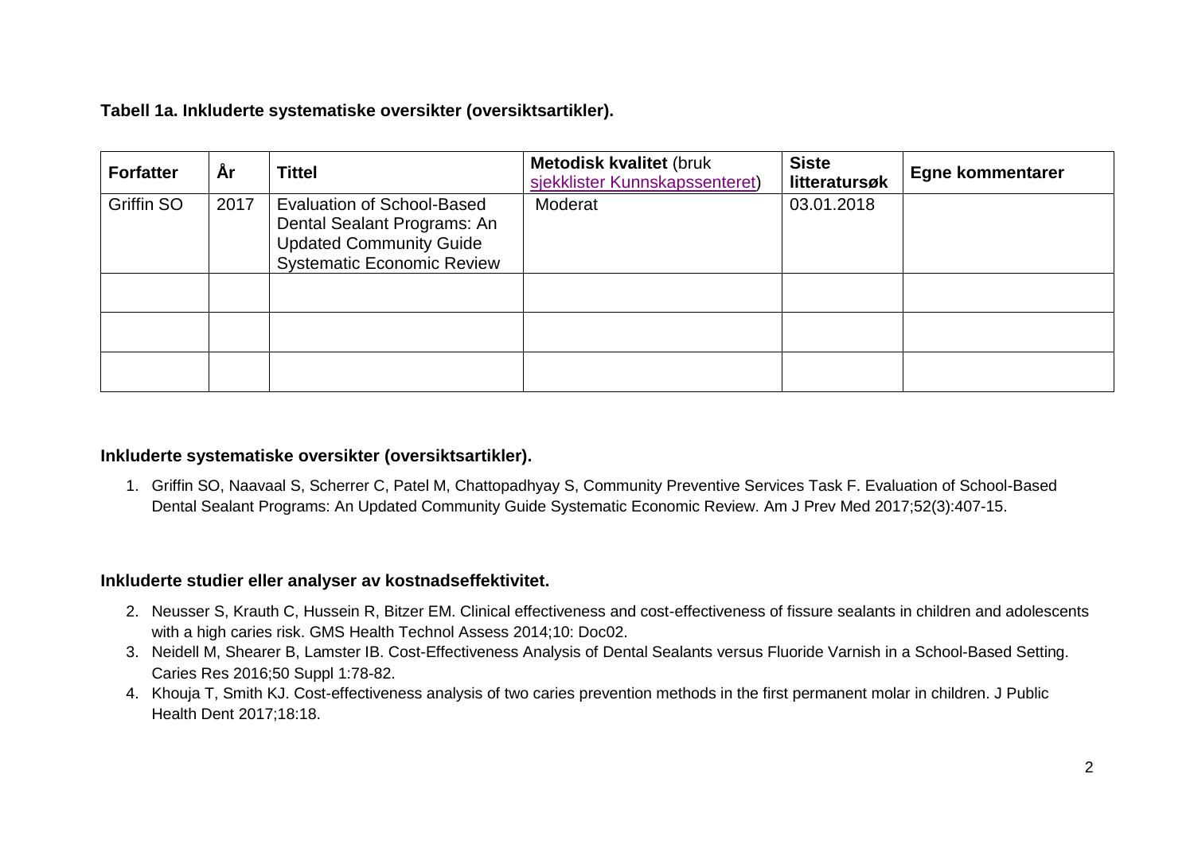**Tabell 1a. Inkluderte systematiske oversikter (oversiktsartikler).**

| Forfatter | År | Tittel | Metodisk kvalitet (bruk sjekklister Kunnskapssenteret) | Siste litteratursøk | Egne kommentarer |
|---|---|---|---|---|---|
| Griffin SO | 2017 | Evaluation of School-Based Dental Sealant Programs: An Updated Community Guide Systematic Economic Review | Moderat | 03.01.2018 | |
| | | | | | |
| | | | | | |
| | | | | | |

**Inkluderte systematiske oversikter (oversiktsartikler).**

1. Griffin SO, Naavaal S, Scherrer C, Patel M, Chattopadhyay S, Community Preventive Services Task F. Evaluation of School-Based Dental Sealant Programs: An Updated Community Guide Systematic Economic Review. Am J Prev Med 2017;52(3):407-15.

**Inkluderte studier eller analyser av kostnadseffektivitet.**

2. Neusser S, Krauth C, Hussein R, Bitzer EM. Clinical effectiveness and cost-effectiveness of fissure sealants in children and adolescents with a high caries risk. GMS Health Technol Assess 2014;10: Doc02.
3. Neidell M, Shearer B, Lamster IB. Cost-Effectiveness Analysis of Dental Sealants versus Fluoride Varnish in a School-Based Setting. Caries Res 2016;50 Suppl 1:78-82.
4. Khouja T, Smith KJ. Cost-effectiveness analysis of two caries prevention methods in the first permanent molar in children. J Public Health Dent 2017;18:18.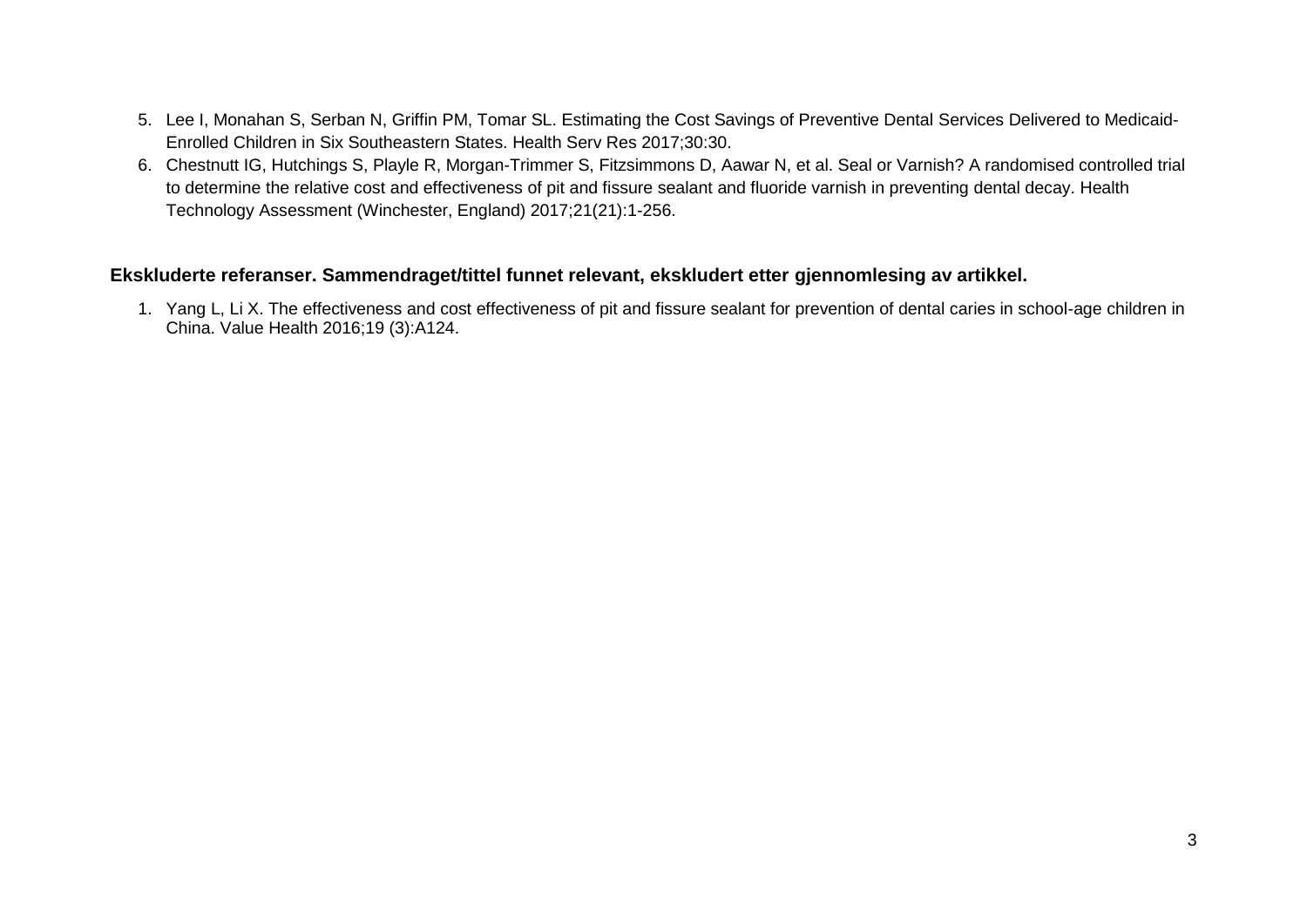5. Lee I, Monahan S, Serban N, Griffin PM, Tomar SL. Estimating the Cost Savings of Preventive Dental Services Delivered to Medicaid-Enrolled Children in Six Southeastern States. Health Serv Res 2017;30:30.
6. Chestnutt IG, Hutchings S, Playle R, Morgan-Trimmer S, Fitzsimmons D, Aawar N, et al. Seal or Varnish? A randomised controlled trial to determine the relative cost and effectiveness of pit and fissure sealant and fluoride varnish in preventing dental decay. Health Technology Assessment (Winchester, England) 2017;21(21):1-256.

**Ekskluderte referanser. Sammendraget/tittel funnet relevant, ekskludert etter gjennomlesing av artikkel.**

1. Yang L, Li X. The effectiveness and cost effectiveness of pit and fissure sealant for prevention of dental caries in school-age children in China. Value Health 2016;19 (3):A124.